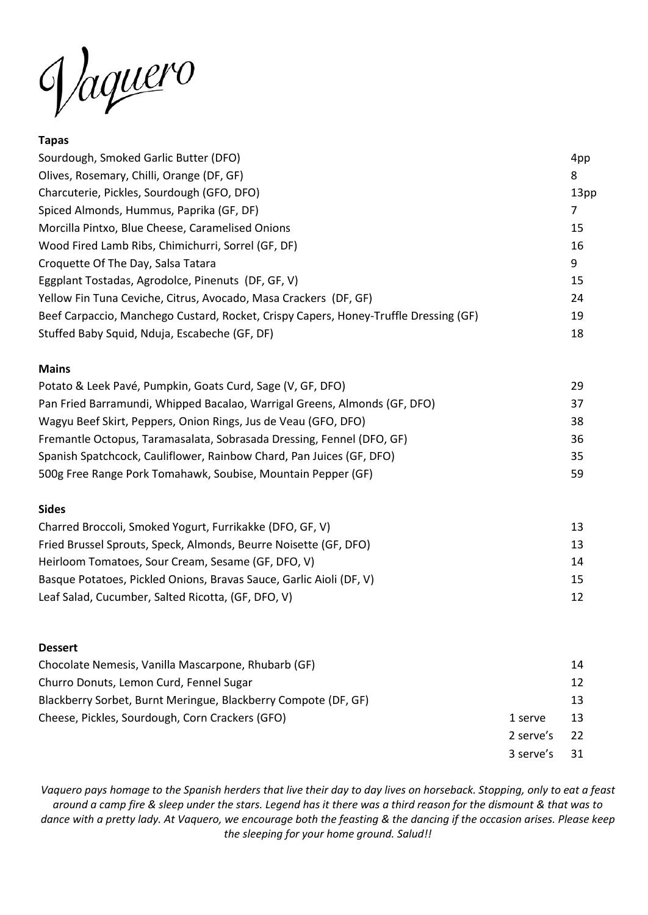# Vaquero

## Tapas

| | |
|---|---|
| Sourdough, Smoked Garlic Butter (DFO) | 4pp |
| Olives, Rosemary, Chilli, Orange (DF, GF) | 8 |
| Charcuterie, Pickles, Sourdough (GFO, DFO) | 13pp |
| Spiced Almonds, Hummus, Paprika (GF, DF) | 7 |
| Morcilla Pintxo, Blue Cheese, Caramelised Onions | 15 |
| Wood Fired Lamb Ribs, Chimichurri, Sorrel (GF, DF) | 16 |
| Croquette Of The Day, Salsa Tatara | 9 |
| Eggplant Tostadas, Agrodolce, Pinenuts (DF, GF, V) | 15 |
| Yellow Fin Tuna Ceviche, Citrus, Avocado, Masa Crackers (DF, GF) | 24 |
| Beef Carpaccio, Manchego Custard, Rocket, Crispy Capers, Honey-Truffle Dressing (GF) | 19 |
| Stuffed Baby Squid, Nduja, Escabeche (GF, DF) | 18 |

## Mains

| | |
|---|---|
| Potato & Leek Pavé, Pumpkin, Goats Curd, Sage (V, GF, DFO) | 29 |
| Pan Fried Barramundi, Whipped Bacalao, Warrigal Greens, Almonds (GF, DFO) | 37 |
| Wagyu Beef Skirt, Peppers, Onion Rings, Jus de Veau (GFO, DFO) | 38 |
| Fremantle Octopus, Taramasalata, Sobrasada Dressing, Fennel (DFO, GF) | 36 |
| Spanish Spatchcock, Cauliflower, Rainbow Chard, Pan Juices (GF, DFO) | 35 |
| 500g Free Range Pork Tomahawk, Soubise, Mountain Pepper (GF) | 59 |

## Sides

| | |
|---|---|
| Charred Broccoli, Smoked Yogurt, Furrikakke (DFO, GF, V) | 13 |
| Fried Brussel Sprouts, Speck, Almonds, Beurre Noisette (GF, DFO) | 13 |
| Heirloom Tomatoes, Sour Cream, Sesame (GF, DFO, V) | 14 |
| Basque Potatoes, Pickled Onions, Bravas Sauce, Garlic Aioli (DF, V) | 15 |
| Leaf Salad, Cucumber, Salted Ricotta, (GF, DFO, V) | 12 |

## Dessert

| | | |
|---|---|---|
| Chocolate Nemesis, Vanilla Mascarpone, Rhubarb (GF) | | 14 |
| Churro Donuts, Lemon Curd, Fennel Sugar | | 12 |
| Blackberry Sorbet, Burnt Meringue, Blackberry Compote (DF, GF) | | 13 |
| Cheese, Pickles, Sourdough, Corn Crackers (GFO) | 1 serve | 13 |
| | 2 serve's | 22 |
| | 3 serve's | 31 |

*Vaquero pays homage to the Spanish herders that live their day to day lives on horseback. Stopping, only to eat a feast around a camp fire & sleep under the stars. Legend has it there was a third reason for the dismount & that was to dance with a pretty lady. At Vaquero, we encourage both the feasting & the dancing if the occasion arises. Please keep the sleeping for your home ground. Salud!!*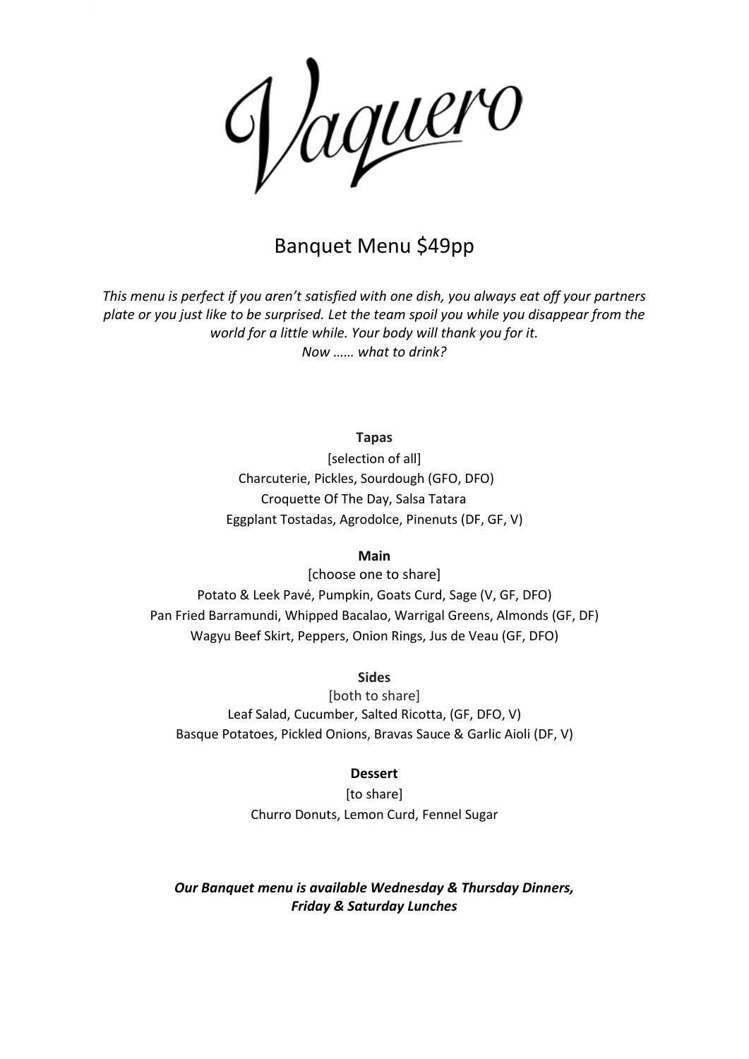# Vaquero

## Banquet Menu $49pp

*This menu is perfect if you aren't satisfied with one dish, you always eat off your partners plate or you just like to be surprised. Let the team spoil you while you disappear from the world for a little while. Your body will thank you for it.*
*Now …… what to drink?*

**Tapas**

[selection of all]

Charcuterie, Pickles, Sourdough (GFO, DFO)

Croquette Of The Day, Salsa Tatara

Eggplant Tostadas, Agrodolce, Pinenuts (DF, GF, V)

**Main**

[choose one to share]

Potato & Leek Pavé, Pumpkin, Goats Curd, Sage (V, GF, DFO)

Pan Fried Barramundi, Whipped Bacalao, Warrigal Greens, Almonds (GF, DF)

Wagyu Beef Skirt, Peppers, Onion Rings, Jus de Veau (GF, DFO)

**Sides**

[both to share]

Leaf Salad, Cucumber, Salted Ricotta, (GF, DFO, V)

Basque Potatoes, Pickled Onions, Bravas Sauce & Garlic Aioli (DF, V)

**Dessert**

[to share]

Churro Donuts, Lemon Curd, Fennel Sugar

***Our Banquet menu is available Wednesday & Thursday Dinners, Friday & Saturday Lunches***